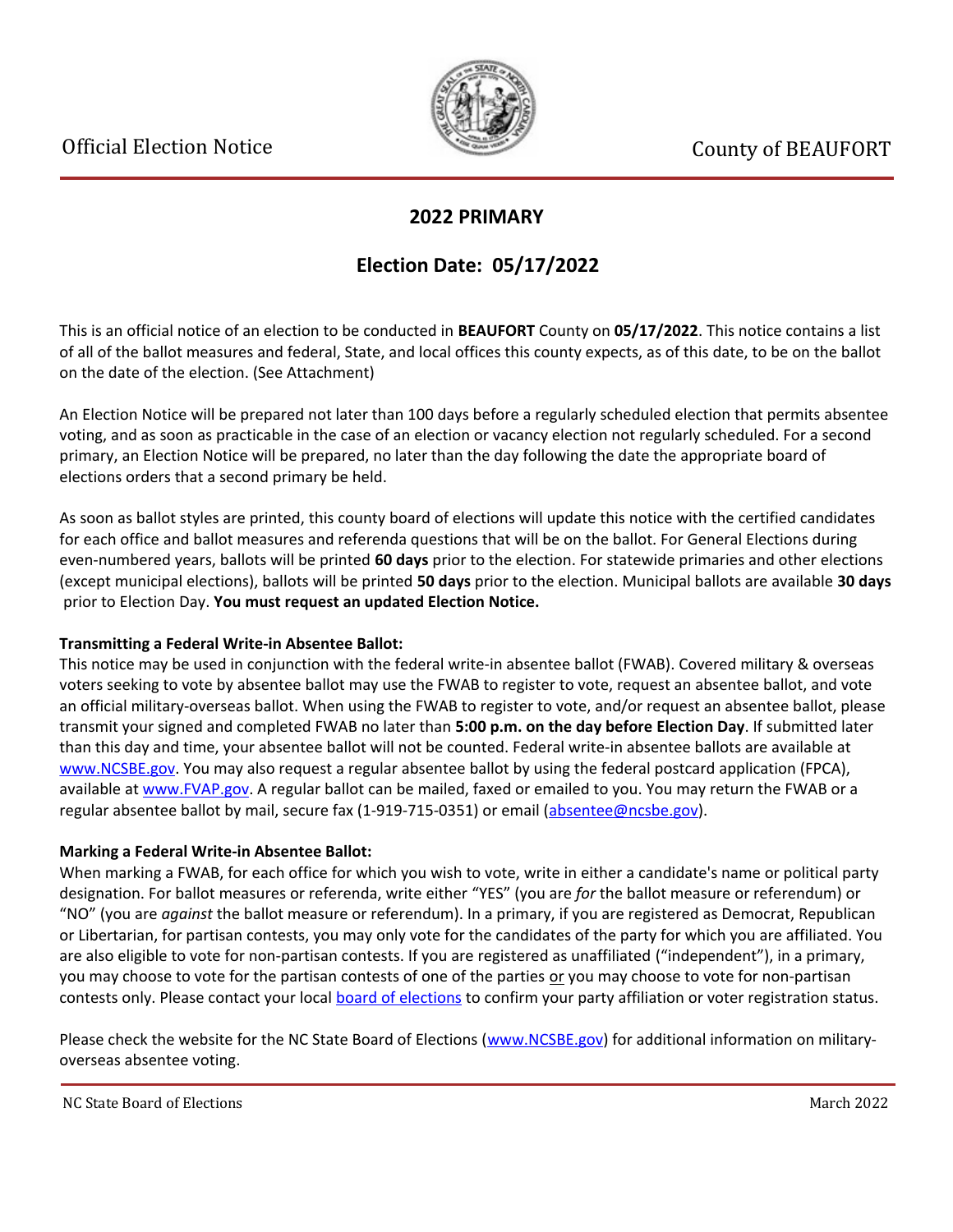Official Election Notice

County of BEAUFORT

## 2022 PRIMARY

## Election Date: 05/17/2022

This is an official notice of an election to be conducted in **BEAUFORT** County on **05/17/2022**. This notice contains a list of all of the ballot measures and federal, State, and local offices this county expects, as of this date, to be on the ballot on the date of the election. (See Attachment)

An Election Notice will be prepared not later than 100 days before a regularly scheduled election that permits absentee voting, and as soon as practicable in the case of an election or vacancy election not regularly scheduled. For a second primary, an Election Notice will be prepared, no later than the day following the date the appropriate board of elections orders that a second primary be held.

As soon as ballot styles are printed, this county board of elections will update this notice with the certified candidates for each office and ballot measures and referenda questions that will be on the ballot. For General Elections during even-numbered years, ballots will be printed **60 days** prior to the election. For statewide primaries and other elections (except municipal elections), ballots will be printed **50 days** prior to the election. Municipal ballots are available **30 days** prior to Election Day. **You must request an updated Election Notice.**

**Transmitting a Federal Write-in Absentee Ballot:**
This notice may be used in conjunction with the federal write-in absentee ballot (FWAB). Covered military & overseas voters seeking to vote by absentee ballot may use the FWAB to register to vote, request an absentee ballot, and vote an official military-overseas ballot. When using the FWAB to register to vote, and/or request an absentee ballot, please transmit your signed and completed FWAB no later than **5:00 p.m. on the day before Election Day**. If submitted later than this day and time, your absentee ballot will not be counted. Federal write-in absentee ballots are available at www.NCSBE.gov. You may also request a regular absentee ballot by using the federal postcard application (FPCA), available at www.FVAP.gov. A regular ballot can be mailed, faxed or emailed to you. You may return the FWAB or a regular absentee ballot by mail, secure fax (1-919-715-0351) or email (absentee@ncsbe.gov).

**Marking a Federal Write-in Absentee Ballot:**
When marking a FWAB, for each office for which you wish to vote, write in either a candidate's name or political party designation. For ballot measures or referenda, write either "YES" (you are *for* the ballot measure or referendum) or "NO" (you are *against* the ballot measure or referendum). In a primary, if you are registered as Democrat, Republican or Libertarian, for partisan contests, you may only vote for the candidates of the party for which you are affiliated. You are also eligible to vote for non-partisan contests. If you are registered as unaffiliated ("independent"), in a primary, you may choose to vote for the partisan contests of one of the parties or you may choose to vote for non-partisan contests only. Please contact your local board of elections to confirm your party affiliation or voter registration status.

Please check the website for the NC State Board of Elections (www.NCSBE.gov) for additional information on military-overseas absentee voting.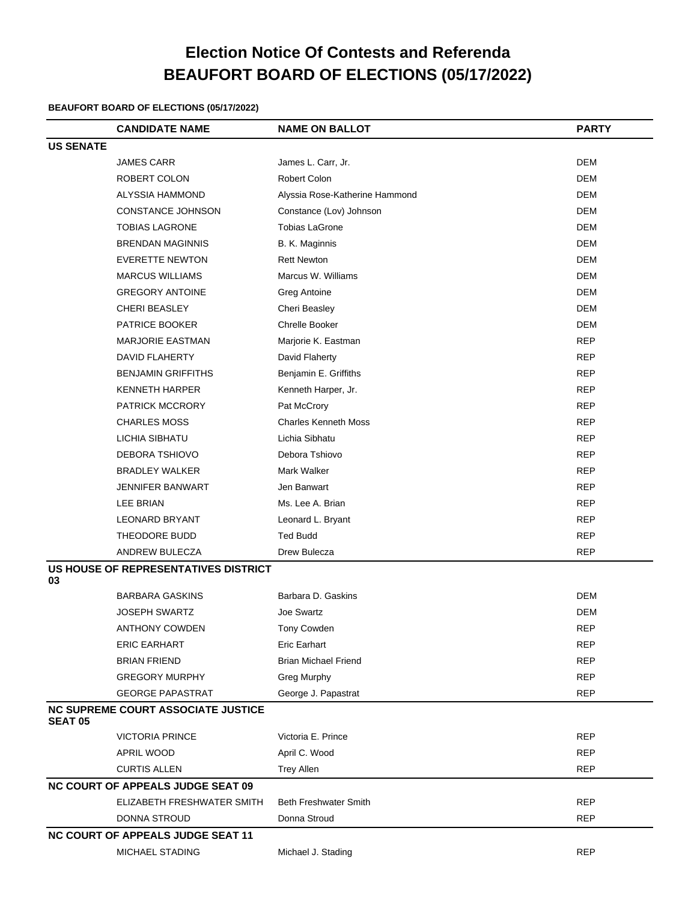# Election Notice Of Contests and Referenda
# BEAUFORT BOARD OF ELECTIONS (05/17/2022)

**BEAUFORT BOARD OF ELECTIONS (05/17/2022)**

| | CANDIDATE NAME | NAME ON BALLOT | PARTY |
|---|---|---|---|
| **US SENATE** | | | |
| | JAMES CARR | James L. Carr, Jr. | DEM |
| | ROBERT COLON | Robert Colon | DEM |
| | ALYSSIA HAMMOND | Alyssia Rose-Katherine Hammond | DEM |
| | CONSTANCE JOHNSON | Constance (Lov) Johnson | DEM |
| | TOBIAS LAGRONE | Tobias LaGrone | DEM |
| | BRENDAN MAGINNIS | B. K. Maginnis | DEM |
| | EVERETTE NEWTON | Rett Newton | DEM |
| | MARCUS WILLIAMS | Marcus W. Williams | DEM |
| | GREGORY ANTOINE | Greg Antoine | DEM |
| | CHERI BEASLEY | Cheri Beasley | DEM |
| | PATRICE BOOKER | Chrelle Booker | DEM |
| | MARJORIE EASTMAN | Marjorie K. Eastman | REP |
| | DAVID FLAHERTY | David Flaherty | REP |
| | BENJAMIN GRIFFITHS | Benjamin E. Griffiths | REP |
| | KENNETH HARPER | Kenneth Harper, Jr. | REP |
| | PATRICK MCCRORY | Pat McCrory | REP |
| | CHARLES MOSS | Charles Kenneth Moss | REP |
| | LICHIA SIBHATU | Lichia Sibhatu | REP |
| | DEBORA TSHIOVO | Debora Tshiovo | REP |
| | BRADLEY WALKER | Mark Walker | REP |
| | JENNIFER BANWART | Jen Banwart | REP |
| | LEE BRIAN | Ms. Lee A. Brian | REP |
| | LEONARD BRYANT | Leonard L. Bryant | REP |
| | THEODORE BUDD | Ted Budd | REP |
| | ANDREW BULECZA | Drew Bulecza | REP |
| **US HOUSE OF REPRESENTATIVES DISTRICT 03** | | | |
| | BARBARA GASKINS | Barbara D. Gaskins | DEM |
| | JOSEPH SWARTZ | Joe Swartz | DEM |
| | ANTHONY COWDEN | Tony Cowden | REP |
| | ERIC EARHART | Eric Earhart | REP |
| | BRIAN FRIEND | Brian Michael Friend | REP |
| | GREGORY MURPHY | Greg Murphy | REP |
| | GEORGE PAPASTRAT | George J. Papastrat | REP |
| **NC SUPREME COURT ASSOCIATE JUSTICE SEAT 05** | | | |
| | VICTORIA PRINCE | Victoria E. Prince | REP |
| | APRIL WOOD | April C. Wood | REP |
| | CURTIS ALLEN | Trey Allen | REP |
| **NC COURT OF APPEALS JUDGE SEAT 09** | | | |
| | ELIZABETH FRESHWATER SMITH | Beth Freshwater Smith | REP |
| | DONNA STROUD | Donna Stroud | REP |
| **NC COURT OF APPEALS JUDGE SEAT 11** | | | |
| | MICHAEL STADING | Michael J. Stading | REP |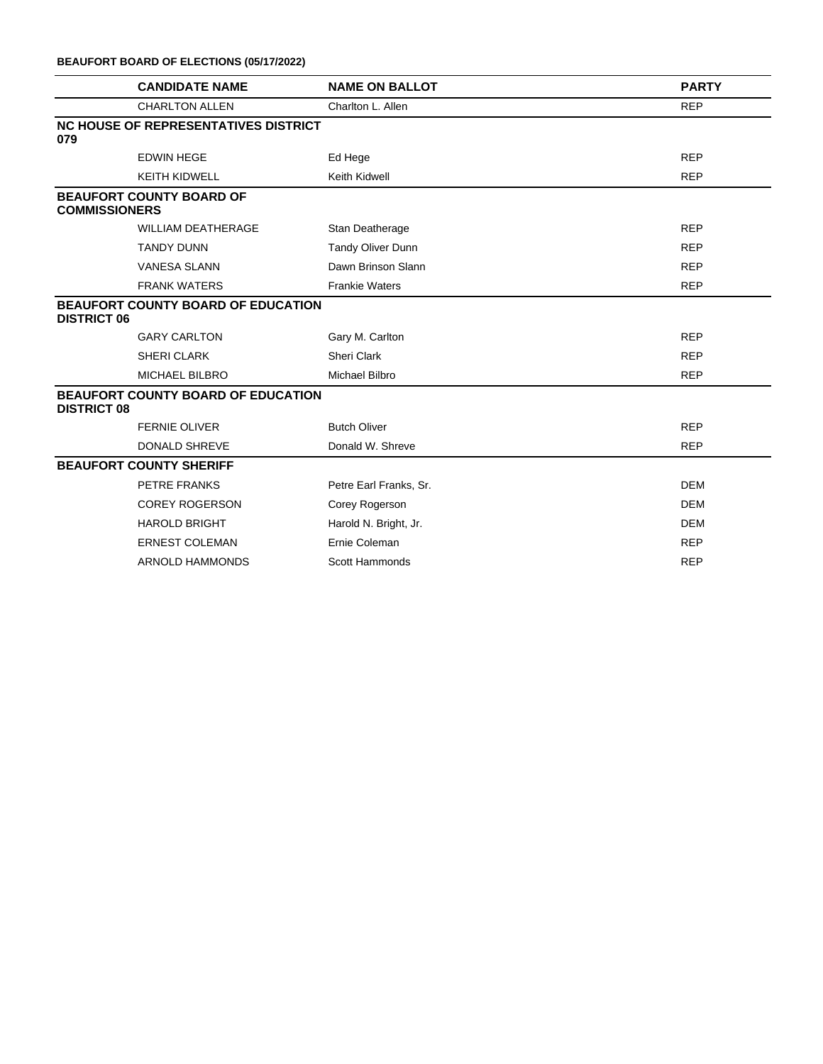**BEAUFORT BOARD OF ELECTIONS (05/17/2022)**

| | CANDIDATE NAME | NAME ON BALLOT | PARTY |
|---|---|---|---|
| | CHARLTON ALLEN | Charlton L. Allen | REP |
| **NC HOUSE OF REPRESENTATIVES DISTRICT 079** | | | |
| | EDWIN HEGE | Ed Hege | REP |
| | KEITH KIDWELL | Keith Kidwell | REP |
| **BEAUFORT COUNTY BOARD OF COMMISSIONERS** | | | |
| | WILLIAM DEATHERAGE | Stan Deatherage | REP |
| | TANDY DUNN | Tandy Oliver Dunn | REP |
| | VANESA SLANN | Dawn Brinson Slann | REP |
| | FRANK WATERS | Frankie Waters | REP |
| **BEAUFORT COUNTY BOARD OF EDUCATION DISTRICT 06** | | | |
| | GARY CARLTON | Gary M. Carlton | REP |
| | SHERI CLARK | Sheri Clark | REP |
| | MICHAEL BILBRO | Michael Bilbro | REP |
| **BEAUFORT COUNTY BOARD OF EDUCATION DISTRICT 08** | | | |
| | FERNIE OLIVER | Butch Oliver | REP |
| | DONALD SHREVE | Donald W. Shreve | REP |
| **BEAUFORT COUNTY SHERIFF** | | | |
| | PETRE FRANKS | Petre Earl Franks, Sr. | DEM |
| | COREY ROGERSON | Corey Rogerson | DEM |
| | HAROLD BRIGHT | Harold N. Bright, Jr. | DEM |
| | ERNEST COLEMAN | Ernie Coleman | REP |
| | ARNOLD HAMMONDS | Scott Hammonds | REP |